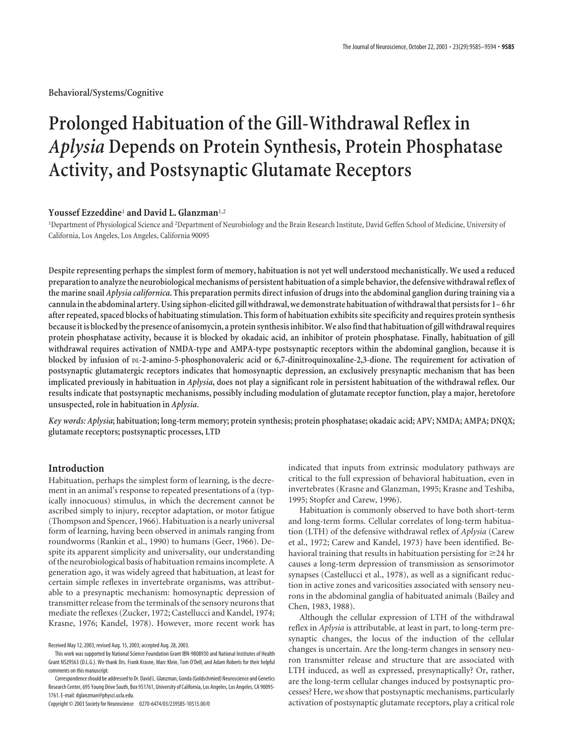Behavioral/Systems/Cognitive

# Prolonged Habituation of the Gill-Withdrawal Reflex in *Aplysia* Depends on Protein Synthesis, Protein Phosphatase Activity, and Postsynaptic Glutamate Receptors

**Youssef Ezzeddine**[1] **and David L. Glanzman**[1,2]

[1]Department of Physiological Science and [2]Department of Neurobiology and the Brain Research Institute, David Geffen School of Medicine, University of California, Los Angeles, Los Angeles, California 90095

**Despite representing perhaps the simplest form of memory, habituation is not yet well understood mechanistically. We used a reduced preparation to analyze the neurobiological mechanisms of persistent habituation of a simple behavior, the defensive withdrawal reflex of the marine snail *Aplysia californica*. This preparation permits direct infusion of drugs into the abdominal ganglion during training via a cannula in the abdominal artery. Using siphon-elicited gill withdrawal, we demonstrate habituation of withdrawal that persists for 1–6 hr after repeated, spaced blocks of habituating stimulation. This form of habituation exhibits site specificity and requires protein synthesis because it is blocked by the presence of anisomycin, a protein synthesis inhibitor. We also find that habituation of gill withdrawal requires protein phosphatase activity, because it is blocked by okadaic acid, an inhibitor of protein phosphatase. Finally, habituation of gill withdrawal requires activation of NMDA-type and AMPA-type postsynaptic receptors within the abdominal ganglion, because it is blocked by infusion of DL-2-amino-5-phosphonovaleric acid or 6,7-dinitroquinoxaline-2,3-dione. The requirement for activation of postsynaptic glutamatergic receptors indicates that homosynaptic depression, an exclusively presynaptic mechanism that has been implicated previously in habituation in *Aplysia*, does not play a significant role in persistent habituation of the withdrawal reflex. Our results indicate that postsynaptic mechanisms, possibly including modulation of glutamate receptor function, play a major, heretofore unsuspected, role in habituation in *Aplysia*.**

*Key words:* ***Aplysia*; habituation; long-term memory; protein synthesis; protein phosphatase; okadaic acid; APV; NMDA; AMPA; DNQX; glutamate receptors; postsynaptic processes, LTD**

## Introduction

Habituation, perhaps the simplest form of learning, is the decrement in an animal's response to repeated presentations of a (typically innocuous) stimulus, in which the decrement cannot be ascribed simply to injury, receptor adaptation, or motor fatigue (Thompson and Spencer, 1966). Habituation is a nearly universal form of learning, having been observed in animals ranging from roundworms (Rankin et al., 1990) to humans (Geer, 1966). Despite its apparent simplicity and universality, our understanding of the neurobiological basis of habituation remains incomplete. A generation ago, it was widely agreed that habituation, at least for certain simple reflexes in invertebrate organisms, was attributable to a presynaptic mechanism: homosynaptic depression of transmitter release from the terminals of the sensory neurons that mediate the reflexes (Zucker, 1972; Castellucci and Kandel, 1974; Krasne, 1976; Kandel, 1978). However, more recent work has indicated that inputs from extrinsic modulatory pathways are critical to the full expression of behavioral habituation, even in invertebrates (Krasne and Glanzman, 1995; Krasne and Teshiba, 1995; Stopfer and Carew, 1996).

Habituation is commonly observed to have both short-term and long-term forms. Cellular correlates of long-term habituation (LTH) of the defensive withdrawal reflex of *Aplysia* (Carew et al., 1972; Carew and Kandel, 1973) have been identified. Behavioral training that results in habituation persisting for ≥24 hr causes a long-term depression of transmission as sensorimotor synapses (Castellucci et al., 1978), as well as a significant reduction in active zones and varicosities associated with sensory neurons in the abdominal ganglia of habituated animals (Bailey and Chen, 1983, 1988).

Although the cellular expression of LTH of the withdrawal reflex in *Aplysia* is attributable, at least in part, to long-term presynaptic changes, the locus of the induction of the cellular changes is uncertain. Are the long-term changes in sensory neuron transmitter release and structure that are associated with LTH induced, as well as expressed, presynaptically? Or, rather, are the long-term cellular changes induced by postsynaptic processes? Here, we show that postsynaptic mechanisms, particularly activation of postsynaptic glutamate receptors, play a critical role

Received May 12, 2003; revised Aug. 15, 2003; accepted Aug. 28, 2003.

This work was supported by National Science Foundation Grant IBN-9808930 and National Institutes of Health Grant NS29563 (D.L.G.). We thank Drs. Frank Krasne, Marc Klein, Tom O'Dell, and Adam Roberts for their helpful comments on this manuscript.

Correspondence should be addressed to Dr. David L. Glanzman, Gonda (Goldschmied) Neuroscience and Genetics Research Center, 695 Young Drive South, Box 951761, University of California, Los Angeles, Los Angeles, CA 90095-1761. E-mail: dglanzman@physci.ucla.edu.

Copyright © 2003 Society for Neuroscience 0270-6474/03/239585-10$15.00/0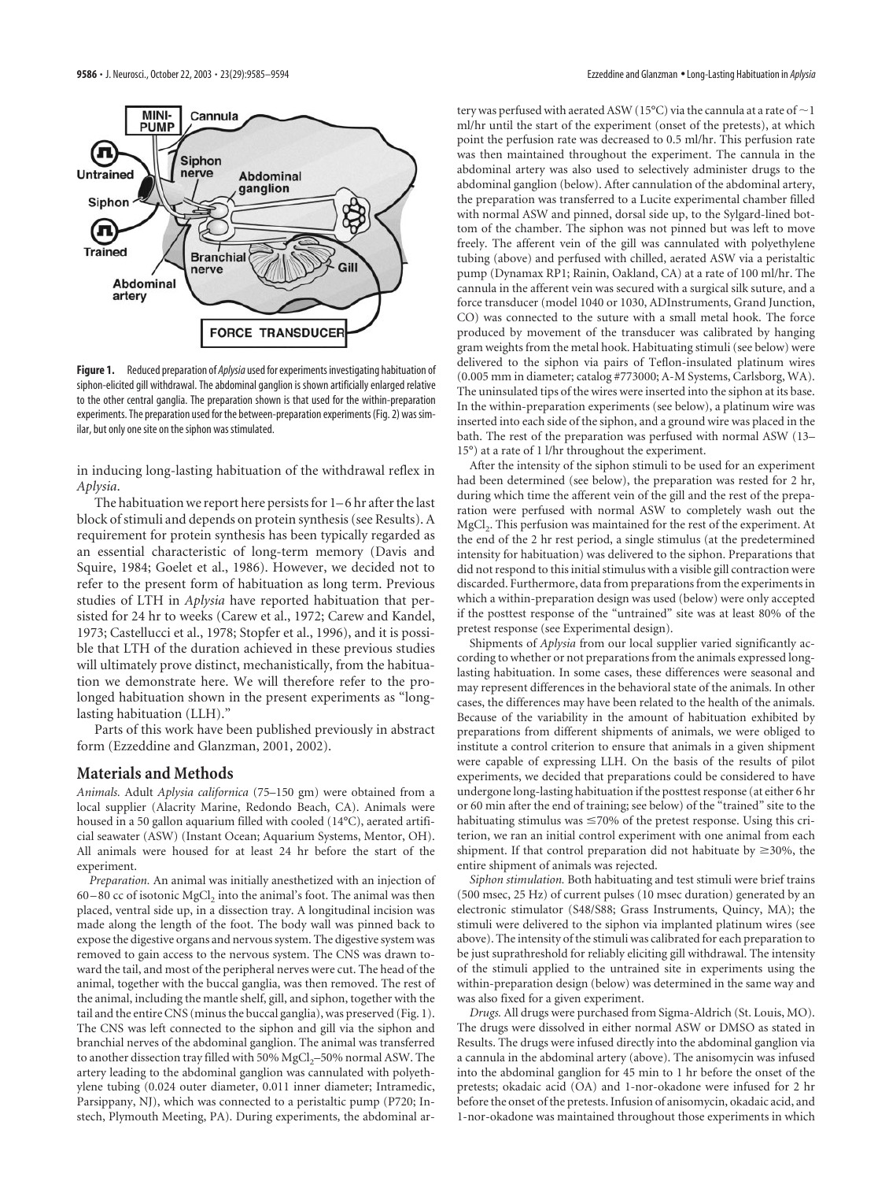**Figure 1.** Reduced preparation of *Aplysia* used for experiments investigating habituation of siphon-elicited gill withdrawal. The abdominal ganglion is shown artificially enlarged relative to the other central ganglia. The preparation shown is that used for the within-preparation experiments. The preparation used for the between-preparation experiments (Fig. 2) was similar, but only one site on the siphon was stimulated.

in inducing long-lasting habituation of the withdrawal reflex in *Aplysia*.

The habituation we report here persists for 1–6 hr after the last block of stimuli and depends on protein synthesis (see Results). A requirement for protein synthesis has been typically regarded as an essential characteristic of long-term memory (Davis and Squire, 1984; Goelet et al., 1986). However, we decided not to refer to the present form of habituation as long term. Previous studies of LTH in *Aplysia* have reported habituation that persisted for 24 hr to weeks (Carew et al., 1972; Carew and Kandel, 1973; Castellucci et al., 1978; Stopfer et al., 1996), and it is possible that LTH of the duration achieved in these previous studies will ultimately prove distinct, mechanistically, from the habituation we demonstrate here. We will therefore refer to the prolonged habituation shown in the present experiments as "long-lasting habituation (LLH)."

Parts of this work have been published previously in abstract form (Ezzeddine and Glanzman, 2001, 2002).

## Materials and Methods

*Animals.* Adult *Aplysia californica* (75–150 gm) were obtained from a local supplier (Alacrity Marine, Redondo Beach, CA). Animals were housed in a 50 gallon aquarium filled with cooled (14°C), aerated artificial seawater (ASW) (Instant Ocean; Aquarium Systems, Mentor, OH). All animals were housed for at least 24 hr before the start of the experiment.

*Preparation.* An animal was initially anesthetized with an injection of 60–80 cc of isotonic $MgCl_2$ into the animal's foot. The animal was then placed, ventral side up, in a dissection tray. A longitudinal incision was made along the length of the foot. The body wall was pinned back to expose the digestive organs and nervous system. The digestive system was removed to gain access to the nervous system. The CNS was drawn toward the tail, and most of the peripheral nerves were cut. The head of the animal, together with the buccal ganglia, was then removed. The rest of the animal, including the mantle shelf, gill, and siphon, together with the tail and the entire CNS (minus the buccal ganglia), was preserved (Fig. 1). The CNS was left connected to the siphon and gill via the siphon and branchial nerves of the abdominal ganglion. The animal was transferred to another dissection tray filled with 50% $MgCl_2$–50% normal ASW. The artery leading to the abdominal ganglion was cannulated with polyethylene tubing (0.024 outer diameter, 0.011 inner diameter; Intramedic, Parsippany, NJ), which was connected to a peristaltic pump (P720; Instech, Plymouth Meeting, PA). During experiments, the abdominal artery was perfused with aerated ASW (15°C) via the cannula at a rate of ~1 ml/hr until the start of the experiment (onset of the pretests), at which point the perfusion rate was decreased to 0.5 ml/hr. This perfusion rate was then maintained throughout the experiment. The cannula in the abdominal artery was also used to selectively administer drugs to the abdominal ganglion (below). After cannulation of the abdominal artery, the preparation was transferred to a Lucite experimental chamber filled with normal ASW and pinned, dorsal side up, to the Sylgard-lined bottom of the chamber. The siphon was not pinned but was left to move freely. The afferent vein of the gill was cannulated with polyethylene tubing (above) and perfused with chilled, aerated ASW via a peristaltic pump (Dynamax RP1; Rainin, Oakland, CA) at a rate of 100 ml/hr. The cannula in the afferent vein was secured with a surgical silk suture, and a force transducer (model 1040 or 1030, ADInstruments, Grand Junction, CO) was connected to the suture with a small metal hook. The force produced by movement of the transducer was calibrated by hanging gram weights from the metal hook. Habituating stimuli (see below) were delivered to the siphon via pairs of Teflon-insulated platinum wires (0.005 mm in diameter; catalog #773000; A-M Systems, Carlsborg, WA). The uninsulated tips of the wires were inserted into the siphon at its base. In the within-preparation experiments (see below), a platinum wire was inserted into each side of the siphon, and a ground wire was placed in the bath. The rest of the preparation was perfused with normal ASW (13–15°) at a rate of 1 l/hr throughout the experiment.

After the intensity of the siphon stimuli to be used for an experiment had been determined (see below), the preparation was rested for 2 hr, during which time the afferent vein of the gill and the rest of the preparation were perfused with normal ASW to completely wash out the $MgCl_2$. This perfusion was maintained for the rest of the experiment. At the end of the 2 hr rest period, a single stimulus (at the predetermined intensity for habituation) was delivered to the siphon. Preparations that did not respond to this initial stimulus with a visible gill contraction were discarded. Furthermore, data from preparations from the experiments in which a within-preparation design was used (below) were only accepted if the posttest response of the "untrained" site was at least 80% of the pretest response (see Experimental design).

Shipments of *Aplysia* from our local supplier varied significantly according to whether or not preparations from the animals expressed long-lasting habituation. In some cases, these differences were seasonal and may represent differences in the behavioral state of the animals. In other cases, the differences may have been related to the health of the animals. Because of the variability in the amount of habituation exhibited by preparations from different shipments of animals, we were obliged to institute a control criterion to ensure that animals in a given shipment were capable of expressing LLH. On the basis of the results of pilot experiments, we decided that preparations could be considered to have undergone long-lasting habituation if the posttest response (at either 6 hr or 60 min after the end of training; see below) of the "trained" site to the habituating stimulus was ≤70% of the pretest response. Using this criterion, we ran an initial control experiment with one animal from each shipment. If that control preparation did not habituate by ≥30%, the entire shipment of animals was rejected.

*Siphon stimulation.* Both habituating and test stimuli were brief trains (500 msec, 25 Hz) of current pulses (10 msec duration) generated by an electronic stimulator (S48/S88; Grass Instruments, Quincy, MA); the stimuli were delivered to the siphon via implanted platinum wires (see above). The intensity of the stimuli was calibrated for each preparation to be just suprathreshold for reliably eliciting gill withdrawal. The intensity of the stimuli applied to the untrained site in experiments using the within-preparation design (below) was determined in the same way and was also fixed for a given experiment.

*Drugs.* All drugs were purchased from Sigma-Aldrich (St. Louis, MO). The drugs were dissolved in either normal ASW or DMSO as stated in Results. The drugs were infused directly into the abdominal ganglion via a cannula in the abdominal artery (above). The anisomycin was infused into the abdominal ganglion for 45 min to 1 hr before the onset of the pretests; okadaic acid (OA) and 1-nor-okadone were infused for 2 hr before the onset of the pretests. Infusion of anisomycin, okadaic acid, and 1-nor-okadone was maintained throughout those experiments in which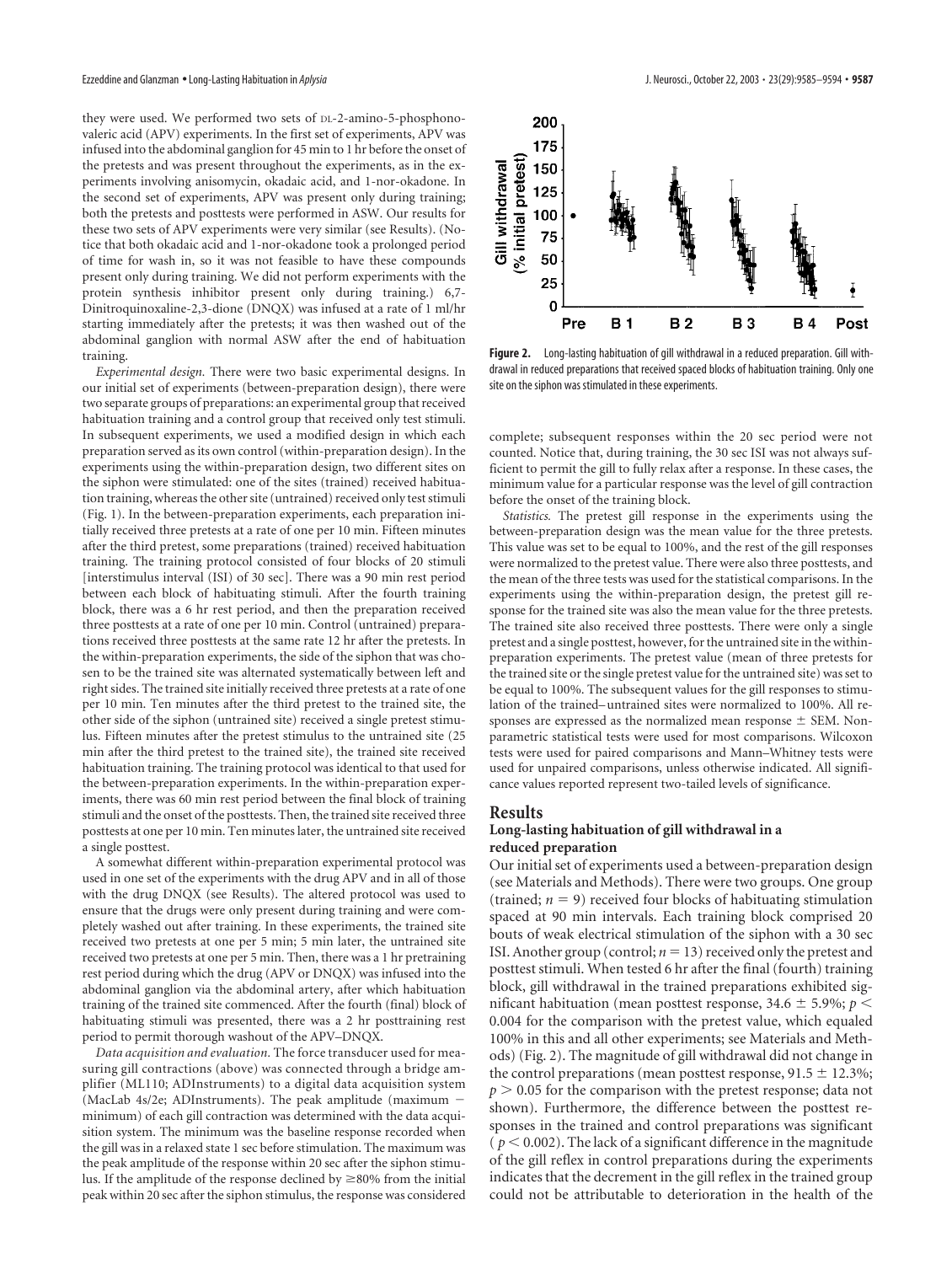they were used. We performed two sets of DL-2-amino-5-phosphonovaleric acid (APV) experiments. In the first set of experiments, APV was infused into the abdominal ganglion for 45 min to 1 hr before the onset of the pretests and was present throughout the experiments, as in the experiments involving anisomycin, okadaic acid, and 1-nor-okadone. In the second set of experiments, APV was present only during training; both the pretests and posttests were performed in ASW. Our results for these two sets of APV experiments were very similar (see Results). (Notice that both okadaic acid and 1-nor-okadone took a prolonged period of time for wash in, so it was not feasible to have these compounds present only during training. We did not perform experiments with the protein synthesis inhibitor present only during training.) 6,7-Dinitroquinoxaline-2,3-dione (DNQX) was infused at a rate of 1 ml/hr starting immediately after the pretests; it was then washed out of the abdominal ganglion with normal ASW after the end of habituation training.

*Experimental design.* There were two basic experimental designs. In our initial set of experiments (between-preparation design), there were two separate groups of preparations: an experimental group that received habituation training and a control group that received only test stimuli. In subsequent experiments, we used a modified design in which each preparation served as its own control (within-preparation design). In the experiments using the within-preparation design, two different sites on the siphon were stimulated: one of the sites (trained) received habituation training, whereas the other site (untrained) received only test stimuli (Fig. 1). In the between-preparation experiments, each preparation initially received three pretests at a rate of one per 10 min. Fifteen minutes after the third pretest, some preparations (trained) received habituation training. The training protocol consisted of four blocks of 20 stimuli [interstimulus interval (ISI) of 30 sec]. There was a 90 min rest period between each block of habituating stimuli. After the fourth training block, there was a 6 hr rest period, and then the preparation received three posttests at a rate of one per 10 min. Control (untrained) preparations received three posttests at the same rate 12 hr after the pretests. In the within-preparation experiments, the side of the siphon that was chosen to be the trained site was alternated systematically between left and right sides. The trained site initially received three pretests at a rate of one per 10 min. Ten minutes after the third pretest to the trained site, the other side of the siphon (untrained site) received a single pretest stimulus. Fifteen minutes after the pretest stimulus to the untrained site (25 min after the third pretest to the trained site), the trained site received habituation training. The training protocol was identical to that used for the between-preparation experiments. In the within-preparation experiments, there was 60 min rest period between the final block of training stimuli and the onset of the posttests. Then, the trained site received three posttests at one per 10 min. Ten minutes later, the untrained site received a single posttest.

A somewhat different within-preparation experimental protocol was used in one set of the experiments with the drug APV and in all of those with the drug DNQX (see Results). The altered protocol was used to ensure that the drugs were only present during training and were completely washed out after training. In these experiments, the trained site received two pretests at one per 5 min; 5 min later, the untrained site received two pretests at one per 5 min. Then, there was a 1 hr pretraining rest period during which the drug (APV or DNQX) was infused into the abdominal ganglion via the abdominal artery, after which habituation training of the trained site commenced. After the fourth (final) block of habituating stimuli was presented, there was a 2 hr posttraining rest period to permit thorough washout of the APV–DNQX.

*Data acquisition and evaluation.* The force transducer used for measuring gill contractions (above) was connected through a bridge amplifier (ML110; ADInstruments) to a digital data acquisition system (MacLab 4s/2e; ADInstruments). The peak amplitude (maximum − minimum) of each gill contraction was determined with the data acquisition system. The minimum was the baseline response recorded when the gill was in a relaxed state 1 sec before stimulation. The maximum was the peak amplitude of the response within 20 sec after the siphon stimulus. If the amplitude of the response declined by ≥80% from the initial peak within 20 sec after the siphon stimulus, the response was considered complete; subsequent responses within the 20 sec period were not counted. Notice that, during training, the 30 sec ISI was not always sufficient to permit the gill to fully relax after a response. In these cases, the minimum value for a particular response was the level of gill contraction before the onset of the training block.

*Statistics.* The pretest gill response in the experiments using the between-preparation design was the mean value for the three pretests. This value was set to be equal to 100%, and the rest of the gill responses were normalized to the pretest value. There were also three posttests, and the mean of the three tests was used for the statistical comparisons. In the experiments using the within-preparation design, the pretest gill response for the trained site was also the mean value for the three pretests. The trained site also received three posttests. There were only a single pretest and a single posttest, however, for the untrained site in the within-preparation experiments. The pretest value (mean of three pretests for the trained site or the single pretest value for the untrained site) was set to be equal to 100%. The subsequent values for the gill responses to stimulation of the trained–untrained sites were normalized to 100%. All responses are expressed as the normalized mean response ± SEM. Nonparametric statistical tests were used for most comparisons. Wilcoxon tests were used for paired comparisons and Mann–Whitney tests were used for unpaired comparisons, unless otherwise indicated. All significance values reported represent two-tailed levels of significance.

**Figure 2.** Long-lasting habituation of gill withdrawal in a reduced preparation. Gill withdrawal in reduced preparations that received spaced blocks of habituation training. Only one site on the siphon was stimulated in these experiments.

## Results

### Long-lasting habituation of gill withdrawal in a reduced preparation

Our initial set of experiments used a between-preparation design (see Materials and Methods). There were two groups. One group (trained; $n = 9$) received four blocks of habituating stimulation spaced at 90 min intervals. Each training block comprised 20 bouts of weak electrical stimulation of the siphon with a 30 sec ISI. Another group (control; $n = 13$) received only the pretest and posttest stimuli. When tested 6 hr after the final (fourth) training block, gill withdrawal in the trained preparations exhibited significant habituation (mean posttest response, 34.6 ± 5.9%; $p < 0.004$ for the comparison with the pretest value, which equaled 100% in this and all other experiments; see Materials and Methods) (Fig. 2). The magnitude of gill withdrawal did not change in the control preparations (mean posttest response, 91.5 ± 12.3%; $p > 0.05$ for the comparison with the pretest response; data not shown). Furthermore, the difference between the posttest responses in the trained and control preparations was significant ($p < 0.002$). The lack of a significant difference in the magnitude of the gill reflex in control preparations during the experiments indicates that the decrement in the gill reflex in the trained group could not be attributable to deterioration in the health of the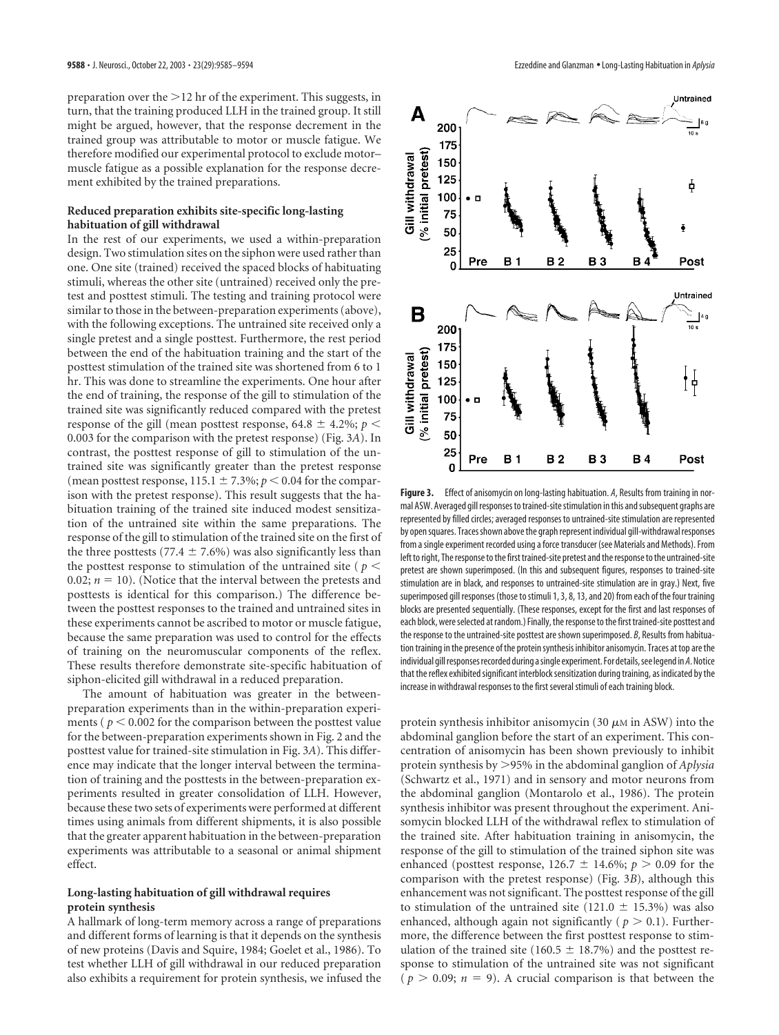preparation over the >12 hr of the experiment. This suggests, in turn, that the training produced LLH in the trained group. It still might be argued, however, that the response decrement in the trained group was attributable to motor or muscle fatigue. We therefore modified our experimental protocol to exclude motor–muscle fatigue as a possible explanation for the response decrement exhibited by the trained preparations.

### Reduced preparation exhibits site-specific long-lasting habituation of gill withdrawal

In the rest of our experiments, we used a within-preparation design. Two stimulation sites on the siphon were used rather than one. One site (trained) received the spaced blocks of habituating stimuli, whereas the other site (untrained) received only the pretest and posttest stimuli. The testing and training protocol were similar to those in the between-preparation experiments (above), with the following exceptions. The untrained site received only a single pretest and a single posttest. Furthermore, the rest period between the end of the habituation training and the start of the posttest stimulation of the trained site was shortened from 6 to 1 hr. This was done to streamline the experiments. One hour after the end of training, the response of the gill to stimulation of the trained site was significantly reduced compared with the pretest response of the gill (mean posttest response, 64.8 ± 4.2%; $p < 0.003$ for the comparison with the pretest response) (Fig. 3*A*). In contrast, the posttest response of gill to stimulation of the untrained site was significantly greater than the pretest response (mean posttest response, 115.1 ± 7.3%; $p < 0.04$ for the comparison with the pretest response). This result suggests that the habituation training of the trained site induced modest sensitization of the untrained site within the same preparations. The response of the gill to stimulation of the trained site on the first of the three posttests (77.4 ± 7.6%) was also significantly less than the posttest response to stimulation of the untrained site ($p < 0.02$; $n = 10$). (Notice that the interval between the pretests and posttests is identical for this comparison.) The difference between the posttest responses to the trained and untrained sites in these experiments cannot be ascribed to motor or muscle fatigue, because the same preparation was used to control for the effects of training on the neuromuscular components of the reflex. These results therefore demonstrate site-specific habituation of siphon-elicited gill withdrawal in a reduced preparation.

The amount of habituation was greater in the between-preparation experiments than in the within-preparation experiments ($p < 0.002$ for the comparison between the posttest value for the between-preparation experiments shown in Fig. 2 and the posttest value for trained-site stimulation in Fig. 3*A*). This difference may indicate that the longer interval between the termination of training and the posttests in the between-preparation experiments resulted in greater consolidation of LLH. However, because these two sets of experiments were performed at different times using animals from different shipments, it is also possible that the greater apparent habituation in the between-preparation experiments was attributable to a seasonal or animal shipment effect.

### Long-lasting habituation of gill withdrawal requires protein synthesis

A hallmark of long-term memory across a range of preparations and different forms of learning is that it depends on the synthesis of new proteins (Davis and Squire, 1984; Goelet et al., 1986). To test whether LLH of gill withdrawal in our reduced preparation also exhibits a requirement for protein synthesis, we infused the protein synthesis inhibitor anisomycin (30 μM in ASW) into the abdominal ganglion before the start of an experiment. This concentration of anisomycin has been shown previously to inhibit protein synthesis by >95% in the abdominal ganglion of *Aplysia* (Schwartz et al., 1971) and in sensory and motor neurons from the abdominal ganglion (Montarolo et al., 1986). The protein synthesis inhibitor was present throughout the experiment. Anisomycin blocked LLH of the withdrawal reflex to stimulation of the trained site. After habituation training in anisomycin, the response of the gill to stimulation of the trained siphon site was enhanced (posttest response, 126.7 ± 14.6%; $p > 0.09$ for the comparison with the pretest response) (Fig. 3*B*), although this enhancement was not significant. The posttest response of the gill to stimulation of the untrained site (121.0 ± 15.3%) was also enhanced, although again not significantly ($p > 0.1$). Furthermore, the difference between the first posttest response to stimulation of the trained site (160.5 ± 18.7%) and the posttest response to stimulation of the untrained site was not significant ($p > 0.09$; $n = 9$). A crucial comparison is that between the

**Figure 3.** Effect of anisomycin on long-lasting habituation. *A*, Results from training in normal ASW. Averaged gill responses to trained-site stimulation in this and subsequent graphs are represented by filled circles; averaged responses to untrained-site stimulation are represented by open squares. Traces shown above the graph represent individual gill-withdrawal responses from a single experiment recorded using a force transducer (see Materials and Methods). From left to right, The response to the first trained-site pretest and the response to the untrained-site pretest are shown superimposed. (In this and subsequent figures, responses to trained-site stimulation are in black, and responses to untrained-site stimulation are in gray.) Next, five superimposed gill responses (those to stimuli 1, 3, 8, 13, and 20) from each of the four training blocks are presented sequentially. (These responses, except for the first and last responses of each block, were selected at random.) Finally, the response to the first trained-site posttest and the response to the untrained-site posttest are shown superimposed. *B*, Results from habituation training in the presence of the protein synthesis inhibitor anisomycin. Traces at top are the individual gill responses recorded during a single experiment. For details, see legend in *A*. Notice that the reflex exhibited significant interblock sensitization during training, as indicated by the increase in withdrawal responses to the first several stimuli of each training block.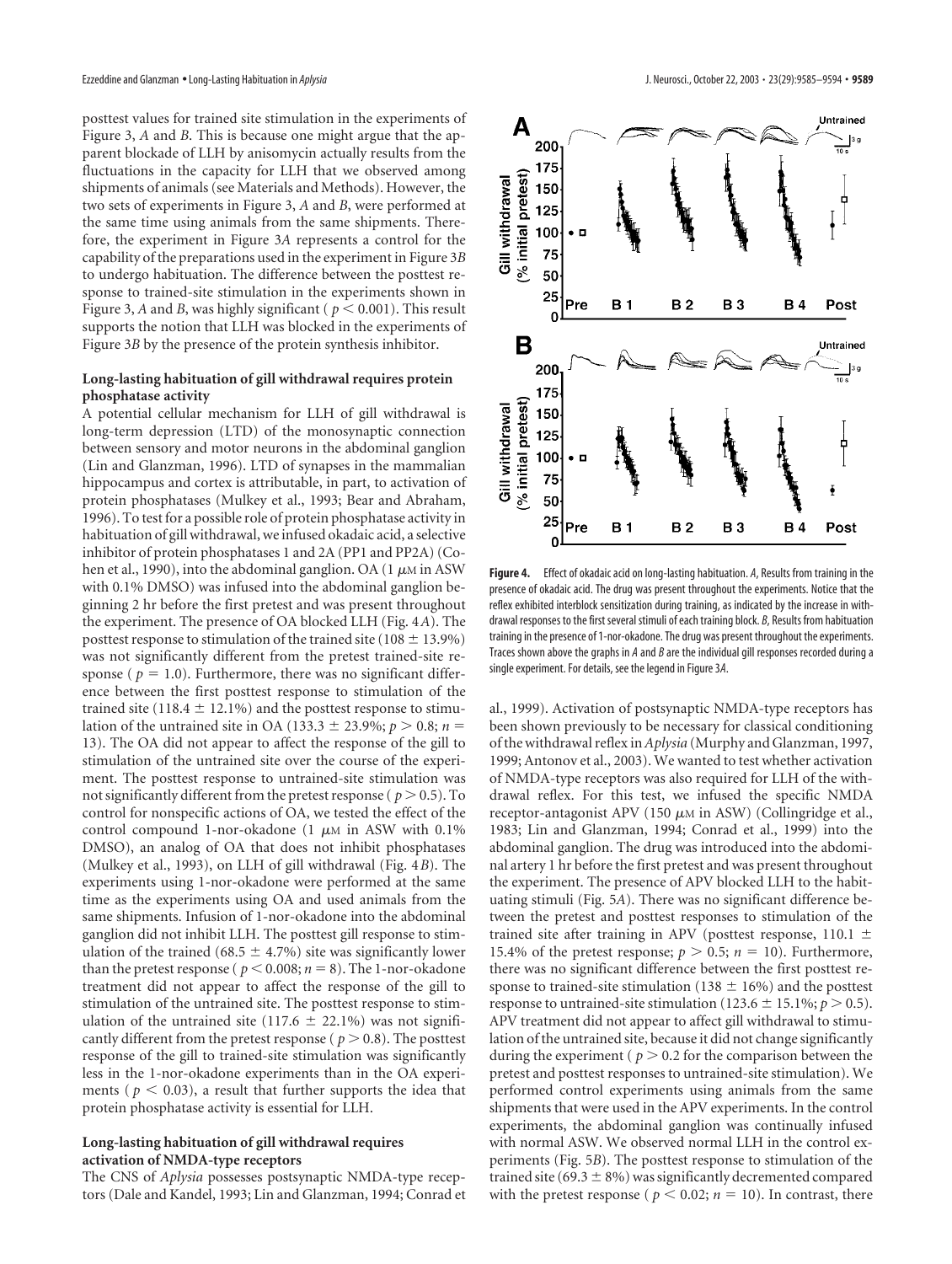posttest values for trained site stimulation in the experiments of Figure 3, *A* and *B*. This is because one might argue that the apparent blockade of LLH by anisomycin actually results from the fluctuations in the capacity for LLH that we observed among shipments of animals (see Materials and Methods). However, the two sets of experiments in Figure 3, *A* and *B*, were performed at the same time using animals from the same shipments. Therefore, the experiment in Figure 3*A* represents a control for the capability of the preparations used in the experiment in Figure 3*B* to undergo habituation. The difference between the posttest response to trained-site stimulation in the experiments shown in Figure 3, *A* and *B*, was highly significant ($p < 0.001$). This result supports the notion that LLH was blocked in the experiments of Figure 3*B* by the presence of the protein synthesis inhibitor.

### Long-lasting habituation of gill withdrawal requires protein phosphatase activity

A potential cellular mechanism for LLH of gill withdrawal is long-term depression (LTD) of the monosynaptic connection between sensory and motor neurons in the abdominal ganglion (Lin and Glanzman, 1996). LTD of synapses in the mammalian hippocampus and cortex is attributable, in part, to activation of protein phosphatases (Mulkey et al., 1993; Bear and Abraham, 1996). To test for a possible role of protein phosphatase activity in habituation of gill withdrawal, we infused okadaic acid, a selective inhibitor of protein phosphatases 1 and 2A (PP1 and PP2A) (Cohen et al., 1990), into the abdominal ganglion. OA (1 μM in ASW with 0.1% DMSO) was infused into the abdominal ganglion beginning 2 hr before the first pretest and was present throughout the experiment. The presence of OA blocked LLH (Fig. 4*A*). The posttest response to stimulation of the trained site (108 ± 13.9%) was not significantly different from the pretest trained-site response ($p = 1.0$). Furthermore, there was no significant difference between the first posttest response to stimulation of the trained site (118.4 ± 12.1%) and the posttest response to stimulation of the untrained site in OA (133.3 ± 23.9%; $p > 0.8$; $n = 13$). The OA did not appear to affect the response of the gill to stimulation of the untrained site over the course of the experiment. The posttest response to untrained-site stimulation was not significantly different from the pretest response ($p > 0.5$). To control for nonspecific actions of OA, we tested the effect of the control compound 1-nor-okadone (1 μM in ASW with 0.1% DMSO), an analog of OA that does not inhibit phosphatases (Mulkey et al., 1993), on LLH of gill withdrawal (Fig. 4*B*). The experiments using 1-nor-okadone were performed at the same time as the experiments using OA and used animals from the same shipments. Infusion of 1-nor-okadone into the abdominal ganglion did not inhibit LLH. The posttest gill response to stimulation of the trained (68.5 ± 4.7%) site was significantly lower than the pretest response ($p < 0.008$; $n = 8$). The 1-nor-okadone treatment did not appear to affect the response of the gill to stimulation of the untrained site. The posttest response to stimulation of the untrained site (117.6 ± 22.1%) was not significantly different from the pretest response ($p > 0.8$). The posttest response of the gill to trained-site stimulation was significantly less in the 1-nor-okadone experiments than in the OA experiments ($p < 0.03$), a result that further supports the idea that protein phosphatase activity is essential for LLH.

### Long-lasting habituation of gill withdrawal requires activation of NMDA-type receptors

The CNS of *Aplysia* possesses postsynaptic NMDA-type receptors (Dale and Kandel, 1993; Lin and Glanzman, 1994; Conrad et al., 1999). Activation of postsynaptic NMDA-type receptors has been shown previously to be necessary for classical conditioning of the withdrawal reflex in *Aplysia* (Murphy and Glanzman, 1997, 1999; Antonov et al., 2003). We wanted to test whether activation of NMDA-type receptors was also required for LLH of the withdrawal reflex. For this test, we infused the specific NMDA receptor-antagonist APV (150 μM in ASW) (Collingridge et al., 1983; Lin and Glanzman, 1994; Conrad et al., 1999) into the abdominal ganglion. The drug was introduced into the abdominal artery 1 hr before the first pretest and was present throughout the experiment. The presence of APV blocked LLH to the habituating stimuli (Fig. 5*A*). There was no significant difference between the pretest and posttest responses to stimulation of the trained site after training in APV (posttest response, 110.1 ± 15.4% of the pretest response; $p > 0.5$; $n = 10$). Furthermore, there was no significant difference between the first posttest response to trained-site stimulation (138 ± 16%) and the posttest response to untrained-site stimulation (123.6 ± 15.1%; $p > 0.5$). APV treatment did not appear to affect gill withdrawal to stimulation of the untrained site, because it did not change significantly during the experiment ($p > 0.2$ for the comparison between the pretest and posttest responses to untrained-site stimulation). We performed control experiments using animals from the same shipments that were used in the APV experiments. In the control experiments, the abdominal ganglion was continually infused with normal ASW. We observed normal LLH in the control experiments (Fig. 5*B*). The posttest response to stimulation of the trained site (69.3 ± 8%) was significantly decremented compared with the pretest response ($p < 0.02$; $n = 10$). In contrast, there

**Figure 4.** Effect of okadaic acid on long-lasting habituation. *A*, Results from training in the presence of okadaic acid. The drug was present throughout the experiments. Notice that the reflex exhibited interblock sensitization during training, as indicated by the increase in withdrawal responses to the first several stimuli of each training block. *B*, Results from habituation training in the presence of 1-nor-okadone. The drug was present throughout the experiments. Traces shown above the graphs in *A* and *B* are the individual gill responses recorded during a single experiment. For details, see the legend in Figure 3*A*.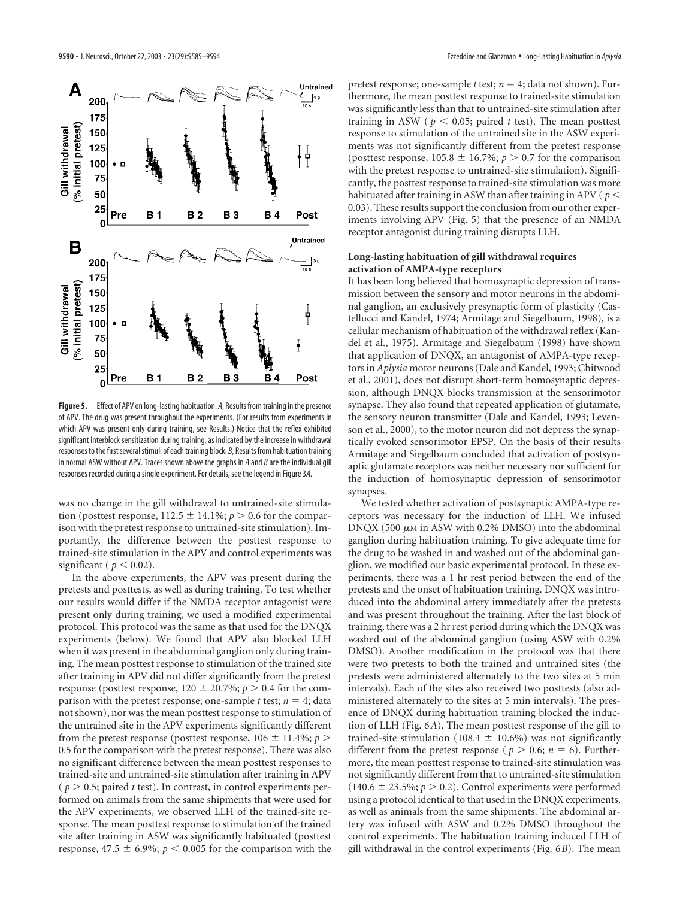**Figure 5.** Effect of APV on long-lasting habituation. *A*, Results from training in the presence of APV. The drug was present throughout the experiments. (For results from experiments in which APV was present only during training, see Results.) Notice that the reflex exhibited significant interblock sensitization during training, as indicated by the increase in withdrawal responses to the first several stimuli of each training block. *B*, Results from habituation training in normal ASW without APV. Traces shown above the graphs in *A* and *B* are the individual gill responses recorded during a single experiment. For details, see the legend in Figure 3*A*.

was no change in the gill withdrawal to untrained-site stimulation (posttest response, 112.5 ± 14.1%; $p > 0.6$ for the comparison with the pretest response to untrained-site stimulation). Importantly, the difference between the posttest response to trained-site stimulation in the APV and control experiments was significant ($p < 0.02$).

In the above experiments, the APV was present during the pretests and posttests, as well as during training. To test whether our results would differ if the NMDA receptor antagonist were present only during training, we used a modified experimental protocol. This protocol was the same as that used for the DNQX experiments (below). We found that APV also blocked LLH when it was present in the abdominal ganglion only during training. The mean posttest response to stimulation of the trained site after training in APV did not differ significantly from the pretest response (posttest response, 120 ± 20.7%; $p > 0.4$ for the comparison with the pretest response; one-sample *t* test; $n = 4$; data not shown), nor was the mean posttest response to stimulation of the untrained site in the APV experiments significantly different from the pretest response (posttest response, 106 ± 11.4%; $p > 0.5$ for the comparison with the pretest response). There was also no significant difference between the mean posttest responses to trained-site and untrained-site stimulation after training in APV ($p > 0.5$; paired *t* test). In contrast, in control experiments performed on animals from the same shipments that were used for the APV experiments, we observed LLH of the trained-site response. The mean posttest response to stimulation of the trained site after training in ASW was significantly habituated (posttest response, 47.5 ± 6.9%; $p < 0.005$ for the comparison with the pretest response; one-sample *t* test; $n = 4$; data not shown). Furthermore, the mean posttest response to trained-site stimulation was significantly less than that to untrained-site stimulation after training in ASW ($p < 0.05$; paired *t* test). The mean posttest response to stimulation of the untrained site in the ASW experiments was not significantly different from the pretest response (posttest response, 105.8 ± 16.7%; $p > 0.7$ for the comparison with the pretest response to untrained-site stimulation). Significantly, the posttest response to trained-site stimulation was more habituated after training in ASW than after training in APV ($p < 0.03$). These results support the conclusion from our other experiments involving APV (Fig. 5) that the presence of an NMDA receptor antagonist during training disrupts LLH.

### Long-lasting habituation of gill withdrawal requires activation of AMPA-type receptors

It has been long believed that homosynaptic depression of transmission between the sensory and motor neurons in the abdominal ganglion, an exclusively presynaptic form of plasticity (Castellucci and Kandel, 1974; Armitage and Siegelbaum, 1998), is a cellular mechanism of habituation of the withdrawal reflex (Kandel et al., 1975). Armitage and Siegelbaum (1998) have shown that application of DNQX, an antagonist of AMPA-type receptors in *Aplysia* motor neurons (Dale and Kandel, 1993; Chitwood et al., 2001), does not disrupt short-term homosynaptic depression, although DNQX blocks transmission at the sensorimotor synapse. They also found that repeated application of glutamate, the sensory neuron transmitter (Dale and Kandel, 1993; Levenson et al., 2000), to the motor neuron did not depress the synaptically evoked sensorimotor EPSP. On the basis of their results Armitage and Siegelbaum concluded that activation of postsynaptic glutamate receptors was neither necessary nor sufficient for the induction of homosynaptic depression of sensorimotor synapses.

We tested whether activation of postsynaptic AMPA-type receptors was necessary for the induction of LLH. We infused DNQX (500 μM in ASW with 0.2% DMSO) into the abdominal ganglion during habituation training. To give adequate time for the drug to be washed in and washed out of the abdominal ganglion, we modified our basic experimental protocol. In these experiments, there was a 1 hr rest period between the end of the pretests and the onset of habituation training. DNQX was introduced into the abdominal artery immediately after the pretests and was present throughout the training. After the last block of training, there was a 2 hr rest period during which the DNQX was washed out of the abdominal ganglion (using ASW with 0.2% DMSO). Another modification in the protocol was that there were two pretests to both the trained and untrained sites (the pretests were administered alternately to the two sites at 5 min intervals). Each of the sites also received two posttests (also administered alternately to the sites at 5 min intervals). The presence of DNQX during habituation training blocked the induction of LLH (Fig. 6*A*). The mean posttest response of the gill to trained-site stimulation (108.4 ± 10.6%) was not significantly different from the pretest response ($p > 0.6$; $n = 6$). Furthermore, the mean posttest response to trained-site stimulation was not significantly different from that to untrained-site stimulation (140.6 ± 23.5%; $p > 0.2$). Control experiments were performed using a protocol identical to that used in the DNQX experiments, as well as animals from the same shipments. The abdominal artery was infused with ASW and 0.2% DMSO throughout the control experiments. The habituation training induced LLH of gill withdrawal in the control experiments (Fig. 6*B*). The mean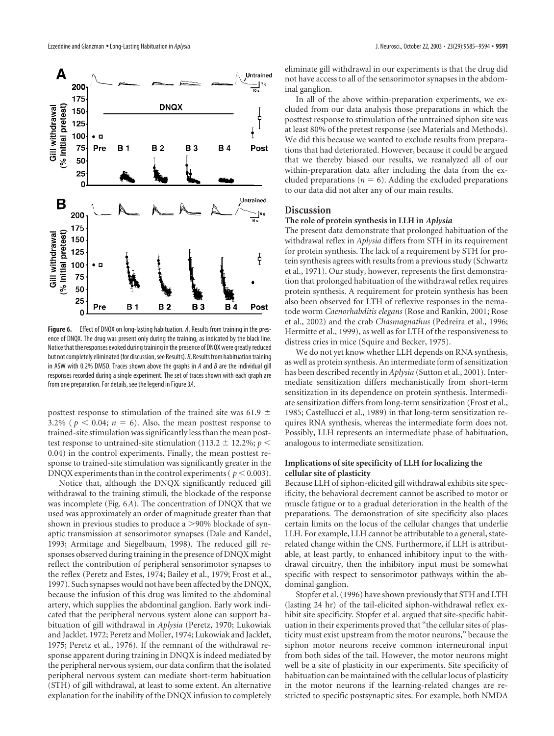**Figure 6.** Effect of DNQX on long-lasting habituation. *A*, Results from training in the presence of DNQX. The drug was present only during the training, as indicated by the black line. Notice that the responses evoked during training in the presence of DNQX were greatly reduced but not completely eliminated (for discussion, see Results). *B*, Results from habituation training in ASW with 0.2% DMSO. Traces shown above the graphs in *A* and *B* are the individual gill responses recorded during a single experiment. The set of traces shown with each graph are from one preparation. For details, see the legend in Figure 3*A*.

posttest response to stimulation of the trained site was 61.9 ± 3.2% ( $p < 0.04$; $n = 6$). Also, the mean posttest response to trained-site stimulation was significantly less than the mean posttest response to untrained-site stimulation (113.2 ± 12.2%; $p < 0.04$) in the control experiments. Finally, the mean posttest response to trained-site stimulation was significantly greater in the DNQX experiments than in the control experiments ( $p < 0.003$).

Notice that, although the DNQX significantly reduced gill withdrawal to the training stimuli, the blockade of the response was incomplete (Fig. 6*A*). The concentration of DNQX that we used was approximately an order of magnitude greater than that shown in previous studies to produce a >90% blockade of synaptic transmission at sensorimotor synapses (Dale and Kandel, 1993; Armitage and Siegelbaum, 1998). The reduced gill responses observed during training in the presence of DNQX might reflect the contribution of peripheral sensorimotor synapses to the reflex (Peretz and Estes, 1974; Bailey et al., 1979; Frost et al., 1997). Such synapses would not have been affected by the DNQX, because the infusion of this drug was limited to the abdominal artery, which supplies the abdominal ganglion. Early work indicated that the peripheral nervous system alone can support habituation of gill withdrawal in *Aplysia* (Peretz, 1970; Lukowiak and Jacklet, 1972; Peretz and Moller, 1974; Lukowiak and Jacklet, 1975; Peretz et al., 1976). If the remnant of the withdrawal response apparent during training in DNQX is indeed mediated by the peripheral nervous system, our data confirm that the isolated peripheral nervous system can mediate short-term habituation (STH) of gill withdrawal, at least to some extent. An alternative explanation for the inability of the DNQX infusion to completely eliminate gill withdrawal in our experiments is that the drug did not have access to all of the sensorimotor synapses in the abdominal ganglion.

In all of the above within-preparation experiments, we excluded from our data analysis those preparations in which the posttest response to stimulation of the untrained siphon site was at least 80% of the pretest response (see Materials and Methods). We did this because we wanted to exclude results from preparations that had deteriorated. However, because it could be argued that we thereby biased our results, we reanalyzed all of our within-preparation data after including the data from the excluded preparations ($n = 6$). Adding the excluded preparations to our data did not alter any of our main results.

## Discussion

### The role of protein synthesis in LLH in *Aplysia*

The present data demonstrate that prolonged habituation of the withdrawal reflex in *Aplysia* differs from STH in its requirement for protein synthesis. The lack of a requirement by STH for protein synthesis agrees with results from a previous study (Schwartz et al., 1971). Our study, however, represents the first demonstration that prolonged habituation of the withdrawal reflex requires protein synthesis. A requirement for protein synthesis has been also been observed for LTH of reflexive responses in the nematode worm *Caenorhabditis elegans* (Rose and Rankin, 2001; Rose et al., 2002) and the crab *Chasmagnathus* (Pedreira et al., 1996; Hermitte et al., 1999), as well as for LTH of the responsiveness to distress cries in mice (Squire and Becker, 1975).

We do not yet know whether LLH depends on RNA synthesis, as well as protein synthesis. An intermediate form of sensitization has been described recently in *Aplysia* (Sutton et al., 2001). Intermediate sensitization differs mechanistically from short-term sensitization in its dependence on protein synthesis. Intermediate sensitization differs from long-term sensitization (Frost et al., 1985; Castellucci et al., 1989) in that long-term sensitization requires RNA synthesis, whereas the intermediate form does not. Possibly, LLH represents an intermediate phase of habituation, analogous to intermediate sensitization.

### Implications of site specificity of LLH for localizing the cellular site of plasticity

Because LLH of siphon-elicited gill withdrawal exhibits site specificity, the behavioral decrement cannot be ascribed to motor or muscle fatigue or to a gradual deterioration in the health of the preparations. The demonstration of site specificity also places certain limits on the locus of the cellular changes that underlie LLH. For example, LLH cannot be attributable to a general, state-related change within the CNS. Furthermore, if LLH is attributable, at least partly, to enhanced inhibitory input to the withdrawal circuitry, then the inhibitory input must be somewhat specific with respect to sensorimotor pathways within the abdominal ganglion.

Stopfer et al. (1996) have shown previously that STH and LTH (lasting 24 hr) of the tail-elicited siphon-withdrawal reflex exhibit site specificity. Stopfer et al. argued that site-specific habituation in their experiments proved that "the cellular sites of plasticity must exist upstream from the motor neurons," because the siphon motor neurons receive common interneuronal input from both sides of the tail. However, the motor neurons might well be a site of plasticity in our experiments. Site specificity of habituation can be maintained with the cellular locus of plasticity in the motor neurons if the learning-related changes are restricted to specific postsynaptic sites. For example, both NMDA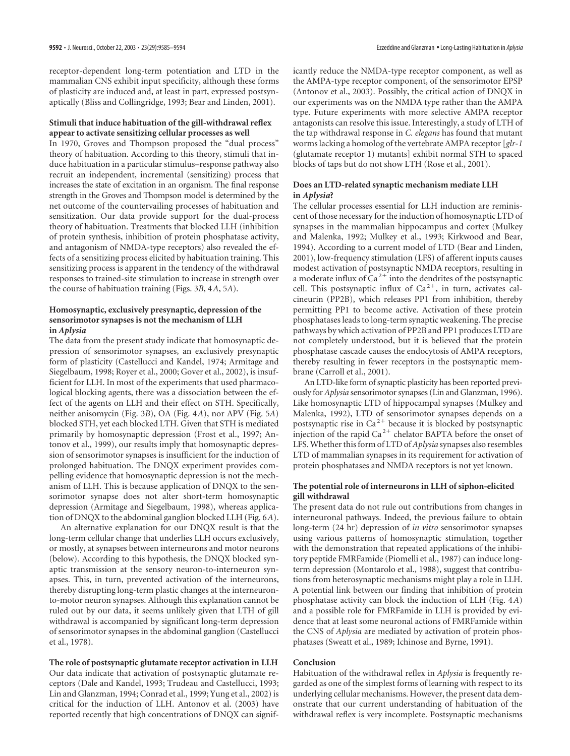receptor-dependent long-term potentiation and LTD in the mammalian CNS exhibit input specificity, although these forms of plasticity are induced and, at least in part, expressed postsynaptically (Bliss and Collingridge, 1993; Bear and Linden, 2001).

### Stimuli that induce habituation of the gill-withdrawal reflex appear to activate sensitizing cellular processes as well

In 1970, Groves and Thompson proposed the "dual process" theory of habituation. According to this theory, stimuli that induce habituation in a particular stimulus–response pathway also recruit an independent, incremental (sensitizing) process that increases the state of excitation in an organism. The final response strength in the Groves and Thompson model is determined by the net outcome of the countervailing processes of habituation and sensitization. Our data provide support for the dual-process theory of habituation. Treatments that blocked LLH (inhibition of protein synthesis, inhibition of protein phosphatase activity, and antagonism of NMDA-type receptors) also revealed the effects of a sensitizing process elicited by habituation training. This sensitizing process is apparent in the tendency of the withdrawal responses to trained-site stimulation to increase in strength over the course of habituation training (Figs. 3*B*, 4*A*, 5*A*).

### Homosynaptic, exclusively presynaptic, depression of the sensorimotor synapses is not the mechanism of LLH in *Aplysia*

The data from the present study indicate that homosynaptic depression of sensorimotor synapses, an exclusively presynaptic form of plasticity (Castellucci and Kandel, 1974; Armitage and Siegelbaum, 1998; Royer et al., 2000; Gover et al., 2002), is insufficient for LLH. In most of the experiments that used pharmacological blocking agents, there was a dissociation between the effect of the agents on LLH and their effect on STH. Specifically, neither anisomycin (Fig. 3*B*), OA (Fig. 4*A*), nor APV (Fig. 5*A*) blocked STH, yet each blocked LTH. Given that STH is mediated primarily by homosynaptic depression (Frost et al., 1997; Antonov et al., 1999), our results imply that homosynaptic depression of sensorimotor synapses is insufficient for the induction of prolonged habituation. The DNQX experiment provides compelling evidence that homosynaptic depression is not the mechanism of LLH. This is because application of DNQX to the sensorimotor synapse does not alter short-term homosynaptic depression (Armitage and Siegelbaum, 1998), whereas application of DNQX to the abdominal ganglion blocked LLH (Fig. 6*A*).

An alternative explanation for our DNQX result is that the long-term cellular change that underlies LLH occurs exclusively, or mostly, at synapses between interneurons and motor neurons (below). According to this hypothesis, the DNQX blocked synaptic transmission at the sensory neuron-to-interneuron synapses. This, in turn, prevented activation of the interneurons, thereby disrupting long-term plastic changes at the interneuron-to-motor neuron synapses. Although this explanation cannot be ruled out by our data, it seems unlikely given that LTH of gill withdrawal is accompanied by significant long-term depression of sensorimotor synapses in the abdominal ganglion (Castellucci et al., 1978).

### The role of postsynaptic glutamate receptor activation in LLH

Our data indicate that activation of postsynaptic glutamate receptors (Dale and Kandel, 1993; Trudeau and Castellucci, 1993; Lin and Glanzman, 1994; Conrad et al., 1999; Yung et al., 2002) is critical for the induction of LLH. Antonov et al. (2003) have reported recently that high concentrations of DNQX can significantly reduce the NMDA-type receptor component, as well as the AMPA-type receptor component, of the sensorimotor EPSP (Antonov et al., 2003). Possibly, the critical action of DNQX in our experiments was on the NMDA type rather than the AMPA type. Future experiments with more selective AMPA receptor antagonists can resolve this issue. Interestingly, a study of LTH of the tap withdrawal response in *C. elegans* has found that mutant worms lacking a homolog of the vertebrate AMPA receptor [*glr-1* (glutamate receptor 1) mutants] exhibit normal STH to spaced blocks of taps but do not show LTH (Rose et al., 2001).

### Does an LTD-related synaptic mechanism mediate LLH in *Aplysia*?

The cellular processes essential for LLH induction are reminiscent of those necessary for the induction of homosynaptic LTD of synapses in the mammalian hippocampus and cortex (Mulkey and Malenka, 1992; Mulkey et al., 1993; Kirkwood and Bear, 1994). According to a current model of LTD (Bear and Linden, 2001), low-frequency stimulation (LFS) of afferent inputs causes modest activation of postsynaptic NMDA receptors, resulting in a moderate influx of $Ca^{2+}$ into the dendrites of the postsynaptic cell. This postsynaptic influx of $Ca^{2+}$, in turn, activates calcineurin (PP2B), which releases PP1 from inhibition, thereby permitting PP1 to become active. Activation of these protein phosphatases leads to long-term synaptic weakening. The precise pathways by which activation of PP2B and PP1 produces LTD are not completely understood, but it is believed that the protein phosphatase cascade causes the endocytosis of AMPA receptors, thereby resulting in fewer receptors in the postsynaptic membrane (Carroll et al., 2001).

An LTD-like form of synaptic plasticity has been reported previously for *Aplysia* sensorimotor synapses (Lin and Glanzman, 1996). Like homosynaptic LTD of hippocampal synapses (Mulkey and Malenka, 1992), LTD of sensorimotor synapses depends on a postsynaptic rise in $Ca^{2+}$ because it is blocked by postsynaptic injection of the rapid $Ca^{2+}$ chelator BAPTA before the onset of LFS. Whether this form of LTD of *Aplysia* synapses also resembles LTD of mammalian synapses in its requirement for activation of protein phosphatases and NMDA receptors is not yet known.

### The potential role of interneurons in LLH of siphon-elicited gill withdrawal

The present data do not rule out contributions from changes in interneuronal pathways. Indeed, the previous failure to obtain long-term (24 hr) depression of *in vitro* sensorimotor synapses using various patterns of homosynaptic stimulation, together with the demonstration that repeated applications of the inhibitory peptide FMRFamide (Piomelli et al., 1987) can induce long-term depression (Montarolo et al., 1988), suggest that contributions from heterosynaptic mechanisms might play a role in LLH. A potential link between our finding that inhibition of protein phosphatase activity can block the induction of LLH (Fig. 4*A*) and a possible role for FMRFamide in LLH is provided by evidence that at least some neuronal actions of FMRFamide within the CNS of *Aplysia* are mediated by activation of protein phosphatases (Sweatt et al., 1989; Ichinose and Byrne, 1991).

### Conclusion

Habituation of the withdrawal reflex in *Aplysia* is frequently regarded as one of the simplest forms of learning with respect to its underlying cellular mechanisms. However, the present data demonstrate that our current understanding of habituation of the withdrawal reflex is very incomplete. Postsynaptic mechanisms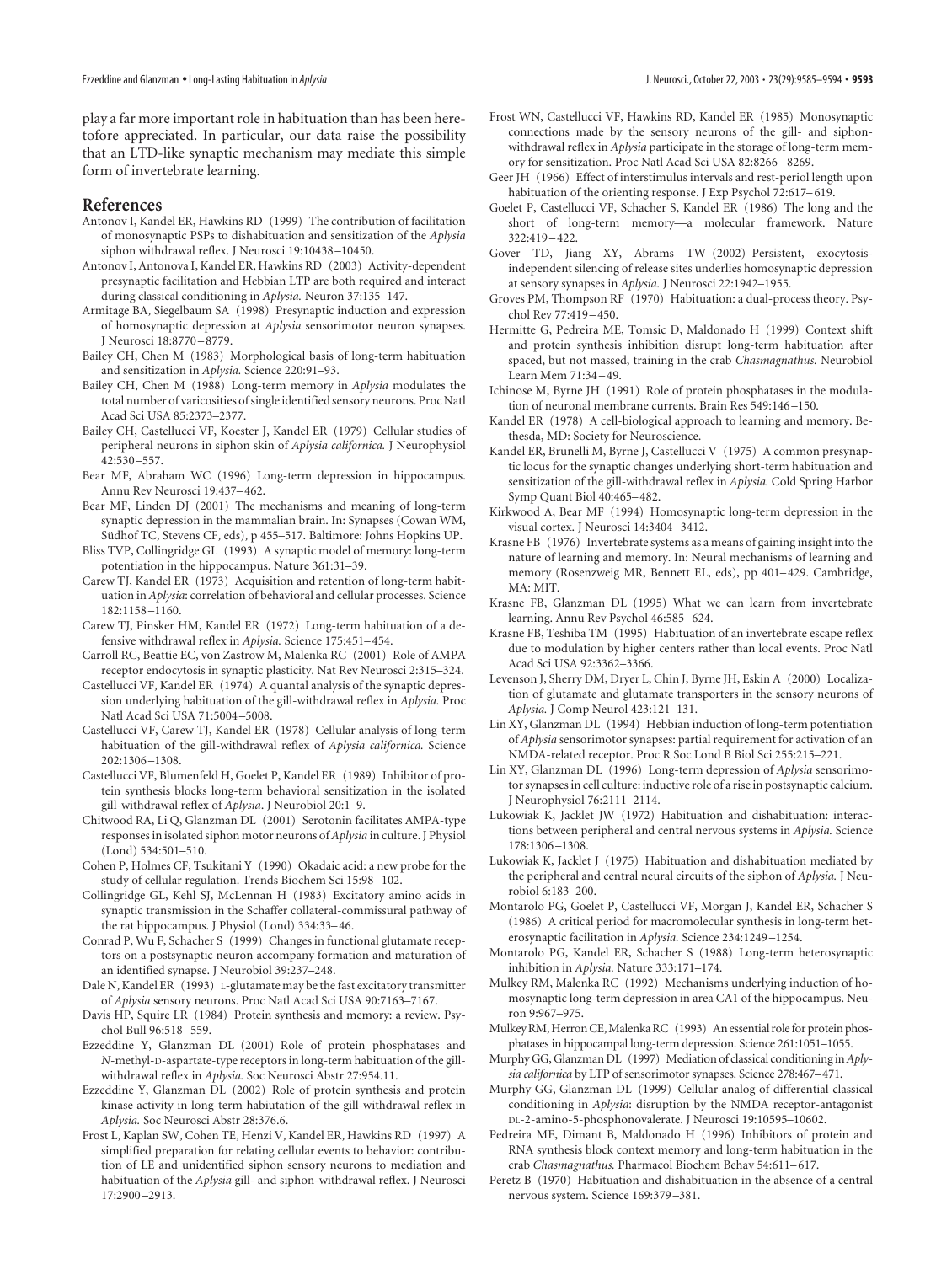play a far more important role in habituation than has been heretofore appreciated. In particular, our data raise the possibility that an LTD-like synaptic mechanism may mediate this simple form of invertebrate learning.

## References

Antonov I, Kandel ER, Hawkins RD (1999) The contribution of facilitation of monosynaptic PSPs to dishabituation and sensitization of the *Aplysia* siphon withdrawal reflex. J Neurosci 19:10438–10450.

Antonov I, Antonova I, Kandel ER, Hawkins RD (2003) Activity-dependent presynaptic facilitation and Hebbian LTP are both required and interact during classical conditioning in *Aplysia.* Neuron 37:135–147.

Armitage BA, Siegelbaum SA (1998) Presynaptic induction and expression of homosynaptic depression at *Aplysia* sensorimotor neuron synapses. J Neurosci 18:8770–8779.

Bailey CH, Chen M (1983) Morphological basis of long-term habituation and sensitization in *Aplysia.* Science 220:91–93.

Bailey CH, Chen M (1988) Long-term memory in *Aplysia* modulates the total number of varicosities of single identified sensory neurons. Proc Natl Acad Sci USA 85:2373–2377.

Bailey CH, Castellucci VF, Koester J, Kandel ER (1979) Cellular studies of peripheral neurons in siphon skin of *Aplysia californica.* J Neurophysiol 42:530–557.

Bear MF, Abraham WC (1996) Long-term depression in hippocampus. Annu Rev Neurosci 19:437–462.

Bear MF, Linden DJ (2001) The mechanisms and meaning of long-term synaptic depression in the mammalian brain. In: Synapses (Cowan WM, Südhof TC, Stevens CF, eds), p 455–517. Baltimore: Johns Hopkins UP.

Bliss TVP, Collingridge GL (1993) A synaptic model of memory: long-term potentiation in the hippocampus. Nature 361:31–39.

Carew TJ, Kandel ER (1973) Acquisition and retention of long-term habituation in *Aplysia*: correlation of behavioral and cellular processes. Science 182:1158–1160.

Carew TJ, Pinsker HM, Kandel ER (1972) Long-term habituation of a defensive withdrawal reflex in *Aplysia.* Science 175:451–454.

Carroll RC, Beattie EC, von Zastrow M, Malenka RC (2001) Role of AMPA receptor endocytosis in synaptic plasticity. Nat Rev Neurosci 2:315–324.

Castellucci VF, Kandel ER (1974) A quantal analysis of the synaptic depression underlying habituation of the gill-withdrawal reflex in *Aplysia.* Proc Natl Acad Sci USA 71:5004–5008.

Castellucci VF, Carew TJ, Kandel ER (1978) Cellular analysis of long-term habituation of the gill-withdrawal reflex of *Aplysia californica.* Science 202:1306–1308.

Castellucci VF, Blumenfeld H, Goelet P, Kandel ER (1989) Inhibitor of protein synthesis blocks long-term behavioral sensitization in the isolated gill-withdrawal reflex of *Aplysia*. J Neurobiol 20:1–9.

Chitwood RA, Li Q, Glanzman DL (2001) Serotonin facilitates AMPA-type responses in isolated siphon motor neurons of *Aplysia* in culture. J Physiol (Lond) 534:501–510.

Cohen P, Holmes CF, Tsukitani Y (1990) Okadaic acid: a new probe for the study of cellular regulation. Trends Biochem Sci 15:98–102.

Collingridge GL, Kehl SJ, McLennan H (1983) Excitatory amino acids in synaptic transmission in the Schaffer collateral-commissural pathway of the rat hippocampus. J Physiol (Lond) 334:33–46.

Conrad P, Wu F, Schacher S (1999) Changes in functional glutamate receptors on a postsynaptic neuron accompany formation and maturation of an identified synapse. J Neurobiol 39:237–248.

Dale N, Kandel ER (1993) L-glutamate may be the fast excitatory transmitter of *Aplysia* sensory neurons. Proc Natl Acad Sci USA 90:7163–7167.

Davis HP, Squire LR (1984) Protein synthesis and memory: a review. Psychol Bull 96:518–559.

Ezzeddine Y, Glanzman DL (2001) Role of protein phosphatases and *N*-methyl-D-aspartate-type receptors in long-term habituation of the gill-withdrawal reflex in *Aplysia.* Soc Neurosci Abstr 27:954.11.

Ezzeddine Y, Glanzman DL (2002) Role of protein synthesis and protein kinase activity in long-term habituation of the gill-withdrawal reflex in *Aplysia.* Soc Neurosci Abstr 28:376.6.

Frost L, Kaplan SW, Cohen TE, Henzi V, Kandel ER, Hawkins RD (1997) A simplified preparation for relating cellular events to behavior: contribution of LE and unidentified siphon sensory neurons to mediation and habituation of the *Aplysia* gill- and siphon-withdrawal reflex. J Neurosci 17:2900–2913.

Frost WN, Castellucci VF, Hawkins RD, Kandel ER (1985) Monosynaptic connections made by the sensory neurons of the gill- and siphon-withdrawal reflex in *Aplysia* participate in the storage of long-term memory for sensitization. Proc Natl Acad Sci USA 82:8266–8269.

Geer JH (1966) Effect of interstimulus intervals and rest-period length upon habituation of the orienting response. J Exp Psychol 72:617–619.

Goelet P, Castellucci VF, Schacher S, Kandel ER (1986) The long and the short of long-term memory—a molecular framework. Nature 322:419–422.

Gover TD, Jiang XY, Abrams TW (2002) Persistent, exocytosis-independent silencing of release sites underlies homosynaptic depression at sensory synapses in *Aplysia.* J Neurosci 22:1942–1955.

Groves PM, Thompson RF (1970) Habituation: a dual-process theory. Psychol Rev 77:419–450.

Hermitte G, Pedreira ME, Tomsic D, Maldonado H (1999) Context shift and protein synthesis inhibition disrupt long-term habituation after spaced, but not massed, training in the crab *Chasmagnathus.* Neurobiol Learn Mem 71:34–49.

Ichinose M, Byrne JH (1991) Role of protein phosphatases in the modulation of neuronal membrane currents. Brain Res 549:146–150.

Kandel ER (1978) A cell-biological approach to learning and memory. Bethesda, MD: Society for Neuroscience.

Kandel ER, Brunelli M, Byrne J, Castellucci V (1975) A common presynaptic locus for the synaptic changes underlying short-term habituation and sensitization of the gill-withdrawal reflex in *Aplysia.* Cold Spring Harbor Symp Quant Biol 40:465–482.

Kirkwood A, Bear MF (1994) Homosynaptic long-term depression in the visual cortex. J Neurosci 14:3404–3412.

Krasne FB (1976) Invertebrate systems as a means of gaining insight into the nature of learning and memory. In: Neural mechanisms of learning and memory (Rosenzweig MR, Bennett EL, eds), pp 401–429. Cambridge, MA: MIT.

Krasne FB, Glanzman DL (1995) What we can learn from invertebrate learning. Annu Rev Psychol 46:585–624.

Krasne FB, Teshiba TM (1995) Habituation of an invertebrate escape reflex due to modulation by higher centers rather than local events. Proc Natl Acad Sci USA 92:3362–3366.

Levenson J, Sherry DM, Dryer L, Chin J, Byrne JH, Eskin A (2000) Localization of glutamate and glutamate transporters in the sensory neurons of *Aplysia.* J Comp Neurol 423:121–131.

Lin XY, Glanzman DL (1994) Hebbian induction of long-term potentiation of *Aplysia* sensorimotor synapses: partial requirement for activation of an NMDA-related receptor. Proc R Soc Lond B Biol Sci 255:215–221.

Lin XY, Glanzman DL (1996) Long-term depression of *Aplysia* sensorimotor synapses in cell culture: inductive role of a rise in postsynaptic calcium. J Neurophysiol 76:2111–2114.

Lukowiak K, Jacklet JW (1972) Habituation and dishabituation: interactions between peripheral and central nervous systems in *Aplysia.* Science 178:1306–1308.

Lukowiak K, Jacklet J (1975) Habituation and dishabituation mediated by the peripheral and central neural circuits of the siphon of *Aplysia.* J Neurobiol 6:183–200.

Montarolo PG, Goelet P, Castellucci VF, Morgan J, Kandel ER, Schacher S (1986) A critical period for macromolecular synthesis in long-term heterosynaptic facilitation in *Aplysia.* Science 234:1249–1254.

Montarolo PG, Kandel ER, Schacher S (1988) Long-term heterosynaptic inhibition in *Aplysia.* Nature 333:171–174.

Mulkey RM, Malenka RC (1992) Mechanisms underlying induction of homosynaptic long-term depression in area CA1 of the hippocampus. Neuron 9:967–975.

Mulkey RM, Herron CE, Malenka RC (1993) An essential role for protein phosphatases in hippocampal long-term depression. Science 261:1051–1055.

Murphy GG, Glanzman DL (1997) Mediation of classical conditioning in *Aplysia californica* by LTP of sensorimotor synapses. Science 278:467–471.

Murphy GG, Glanzman DL (1999) Cellular analog of differential classical conditioning in *Aplysia*: disruption by the NMDA receptor-antagonist DL-2-amino-5-phosphonovalerate. J Neurosci 19:10595–10602.

Pedreira ME, Dimant B, Maldonado H (1996) Inhibitors of protein and RNA synthesis block context memory and long-term habituation in the crab *Chasmagnathus.* Pharmacol Biochem Behav 54:611–617.

Peretz B (1970) Habituation and dishabituation in the absence of a central nervous system. Science 169:379–381.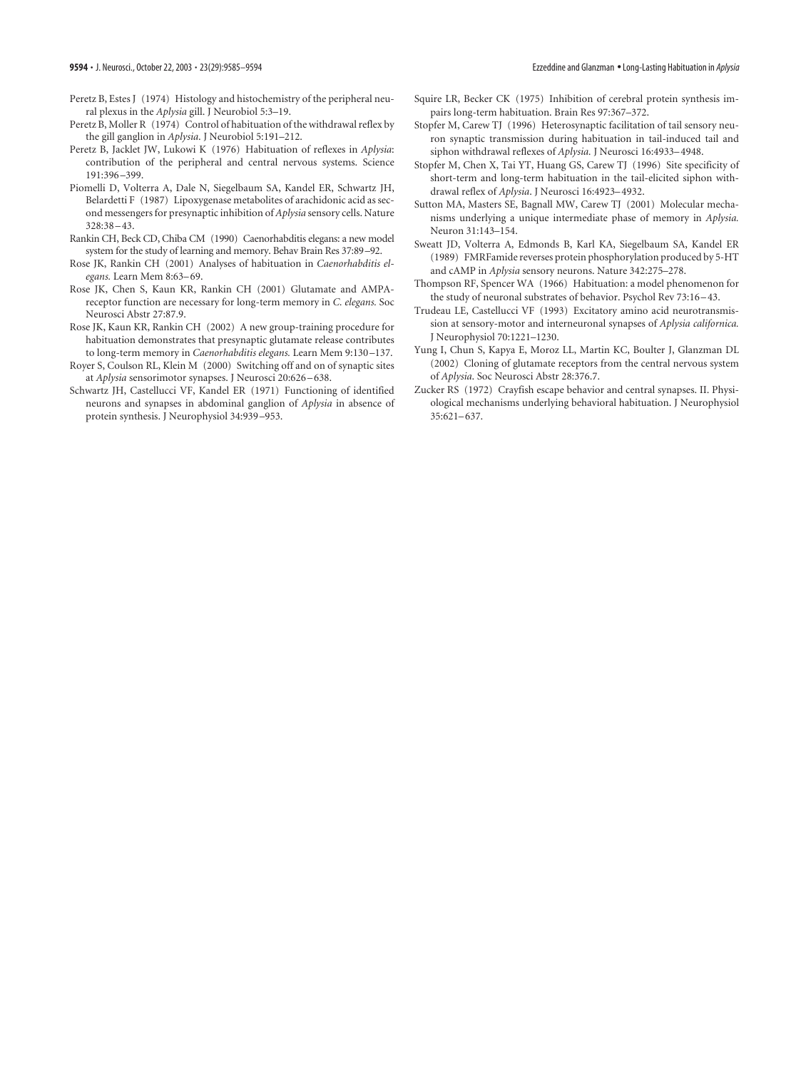Peretz B, Estes J (1974) Histology and histochemistry of the peripheral neural plexus in the *Aplysia* gill. J Neurobiol 5:3–19.

Peretz B, Moller R (1974) Control of habituation of the withdrawal reflex by the gill ganglion in *Aplysia*. J Neurobiol 5:191–212.

Peretz B, Jacklet JW, Lukowi K (1976) Habituation of reflexes in *Aplysia*: contribution of the peripheral and central nervous systems. Science 191:396–399.

Piomelli D, Volterra A, Dale N, Siegelbaum SA, Kandel ER, Schwartz JH, Belardetti F (1987) Lipoxygenase metabolites of arachidonic acid as second messengers for presynaptic inhibition of *Aplysia* sensory cells. Nature 328:38–43.

Rankin CH, Beck CD, Chiba CM (1990) Caenorhabditis elegans: a new model system for the study of learning and memory. Behav Brain Res 37:89–92.

Rose JK, Rankin CH (2001) Analyses of habituation in *Caenorhabditis elegans.* Learn Mem 8:63–69.

Rose JK, Chen S, Kaun KR, Rankin CH (2001) Glutamate and AMPA-receptor function are necessary for long-term memory in *C. elegans.* Soc Neurosci Abstr 27:87.9.

Rose JK, Kaun KR, Rankin CH (2002) A new group-training procedure for habituation demonstrates that presynaptic glutamate release contributes to long-term memory in *Caenorhabditis elegans.* Learn Mem 9:130–137.

Royer S, Coulson RL, Klein M (2000) Switching off and on of synaptic sites at *Aplysia* sensorimotor synapses. J Neurosci 20:626–638.

Schwartz JH, Castellucci VF, Kandel ER (1971) Functioning of identified neurons and synapses in abdominal ganglion of *Aplysia* in absence of protein synthesis. J Neurophysiol 34:939–953.

Squire LR, Becker CK (1975) Inhibition of cerebral protein synthesis impairs long-term habituation. Brain Res 97:367–372.

Stopfer M, Carew TJ (1996) Heterosynaptic facilitation of tail sensory neuron synaptic transmission during habituation in tail-induced tail and siphon withdrawal reflexes of *Aplysia.* J Neurosci 16:4933–4948.

Stopfer M, Chen X, Tai YT, Huang GS, Carew TJ (1996) Site specificity of short-term and long-term habituation in the tail-elicited siphon withdrawal reflex of *Aplysia*. J Neurosci 16:4923–4932.

Sutton MA, Masters SE, Bagnall MW, Carew TJ (2001) Molecular mechanisms underlying a unique intermediate phase of memory in *Aplysia.* Neuron 31:143–154.

Sweatt JD, Volterra A, Edmonds B, Karl KA, Siegelbaum SA, Kandel ER (1989) FMRFamide reverses protein phosphorylation produced by 5-HT and cAMP in *Aplysia* sensory neurons. Nature 342:275–278.

Thompson RF, Spencer WA (1966) Habituation: a model phenomenon for the study of neuronal substrates of behavior. Psychol Rev 73:16–43.

Trudeau LE, Castellucci VF (1993) Excitatory amino acid neurotransmission at sensory-motor and interneuronal synapses of *Aplysia californica.* J Neurophysiol 70:1221–1230.

Yung I, Chun S, Kapya E, Moroz LL, Martin KC, Boulter J, Glanzman DL (2002) Cloning of glutamate receptors from the central nervous system of *Aplysia*. Soc Neurosci Abstr 28:376.7.

Zucker RS (1972) Crayfish escape behavior and central synapses. II. Physiological mechanisms underlying behavioral habituation. J Neurophysiol 35:621–637.